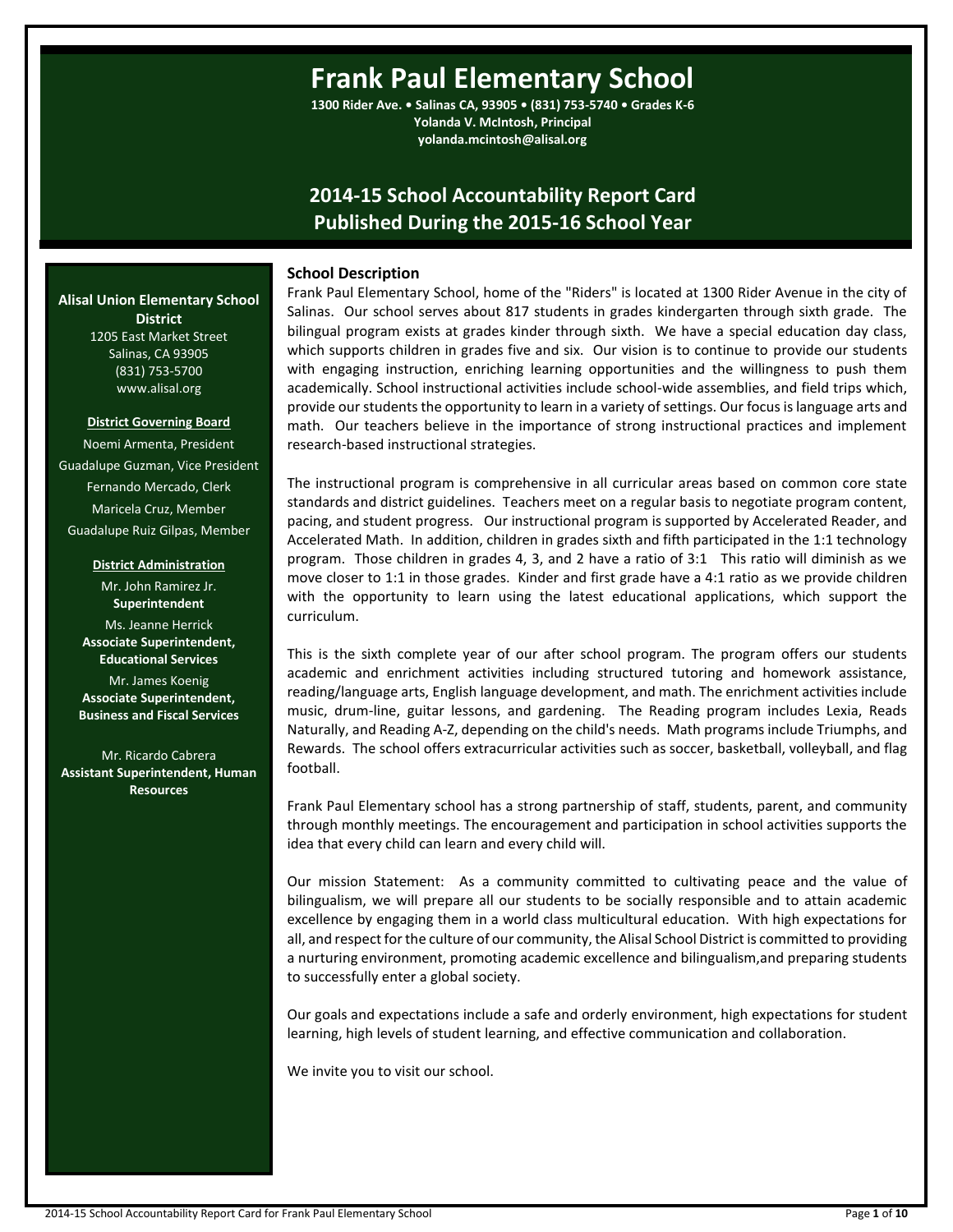# Frank Paul Elementary School

**1300 Rider Ave. • Salinas CA, 93905 • (831) 753-5740 • Grades K-6**
**Yolanda V. McIntosh, Principal**
**yolanda.mcintosh@alisal.org**

## 2014-15 School Accountability Report Card
## Published During the 2015-16 School Year

**Alisal Union Elementary School District**
1205 East Market Street
Salinas, CA 93905
(831) 753-5700
www.alisal.org

**District Governing Board**

Noemi Armenta, President
Guadalupe Guzman, Vice President
Fernando Mercado, Clerk
Maricela Cruz, Member
Guadalupe Ruiz Gilpas, Member

**District Administration**

Mr. John Ramirez Jr.
**Superintendent**
Ms. Jeanne Herrick
**Associate Superintendent, Educational Services**
Mr. James Koenig
**Associate Superintendent, Business and Fiscal Services**

Mr. Ricardo Cabrera
**Assistant Superintendent, Human Resources**

### School Description

Frank Paul Elementary School, home of the "Riders" is located at 1300 Rider Avenue in the city of Salinas. Our school serves about 817 students in grades kindergarten through sixth grade. The bilingual program exists at grades kinder through sixth. We have a special education day class, which supports children in grades five and six. Our vision is to continue to provide our students with engaging instruction, enriching learning opportunities and the willingness to push them academically. School instructional activities include school-wide assemblies, and field trips which, provide our students the opportunity to learn in a variety of settings. Our focus is language arts and math. Our teachers believe in the importance of strong instructional practices and implement research-based instructional strategies.

The instructional program is comprehensive in all curricular areas based on common core state standards and district guidelines. Teachers meet on a regular basis to negotiate program content, pacing, and student progress. Our instructional program is supported by Accelerated Reader, and Accelerated Math. In addition, children in grades sixth and fifth participated in the 1:1 technology program. Those children in grades 4, 3, and 2 have a ratio of 3:1 This ratio will diminish as we move closer to 1:1 in those grades. Kinder and first grade have a 4:1 ratio as we provide children with the opportunity to learn using the latest educational applications, which support the curriculum.

This is the sixth complete year of our after school program. The program offers our students academic and enrichment activities including structured tutoring and homework assistance, reading/language arts, English language development, and math. The enrichment activities include music, drum-line, guitar lessons, and gardening. The Reading program includes Lexia, Reads Naturally, and Reading A-Z, depending on the child's needs. Math programs include Triumphs, and Rewards. The school offers extracurricular activities such as soccer, basketball, volleyball, and flag football.

Frank Paul Elementary school has a strong partnership of staff, students, parent, and community through monthly meetings. The encouragement and participation in school activities supports the idea that every child can learn and every child will.

Our mission Statement: As a community committed to cultivating peace and the value of bilingualism, we will prepare all our students to be socially responsible and to attain academic excellence by engaging them in a world class multicultural education. With high expectations for all, and respect for the culture of our community, the Alisal School District is committed to providing a nurturing environment, promoting academic excellence and bilingualism,and preparing students to successfully enter a global society.

Our goals and expectations include a safe and orderly environment, high expectations for student learning, high levels of student learning, and effective communication and collaboration.

We invite you to visit our school.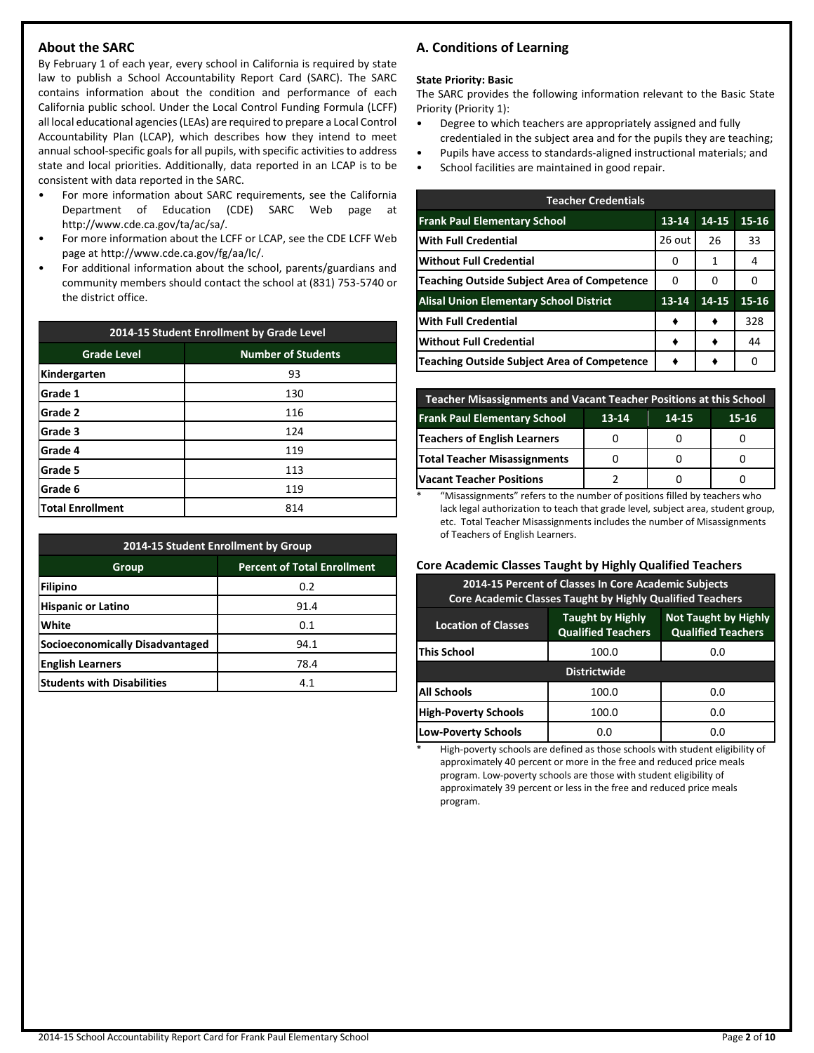## About the SARC

By February 1 of each year, every school in California is required by state law to publish a School Accountability Report Card (SARC). The SARC contains information about the condition and performance of each California public school. Under the Local Control Funding Formula (LCFF) all local educational agencies (LEAs) are required to prepare a Local Control Accountability Plan (LCAP), which describes how they intend to meet annual school-specific goals for all pupils, with specific activities to address state and local priorities. Additionally, data reported in an LCAP is to be consistent with data reported in the SARC.

- For more information about SARC requirements, see the California Department of Education (CDE) SARC Web page at http://www.cde.ca.gov/ta/ac/sa/.
- For more information about the LCFF or LCAP, see the CDE LCFF Web page at http://www.cde.ca.gov/fg/aa/lc/.
- For additional information about the school, parents/guardians and community members should contact the school at (831) 753-5740 or the district office.

| 2014-15 Student Enrollment by Grade Level | |
|---|---|
| **Grade Level** | **Number of Students** |
| Kindergarten | 93 |
| Grade 1 | 130 |
| Grade 2 | 116 |
| Grade 3 | 124 |
| Grade 4 | 119 |
| Grade 5 | 113 |
| Grade 6 | 119 |
| Total Enrollment | 814 |

| 2014-15 Student Enrollment by Group | |
|---|---|
| **Group** | **Percent of Total Enrollment** |
| Filipino | 0.2 |
| Hispanic or Latino | 91.4 |
| White | 0.1 |
| Socioeconomically Disadvantaged | 94.1 |
| English Learners | 78.4 |
| Students with Disabilities | 4.1 |

## A. Conditions of Learning

**State Priority: Basic**

The SARC provides the following information relevant to the Basic State Priority (Priority 1):

- Degree to which teachers are appropriately assigned and fully credentialed in the subject area and for the pupils they are teaching;
- Pupils have access to standards-aligned instructional materials; and
- School facilities are maintained in good repair.

| Teacher Credentials | | | |
|---|---|---|---|
| **Frank Paul Elementary School** | **13-14** | **14-15** | **15-16** |
| With Full Credential | 26 out | 26 | 33 |
| Without Full Credential | 0 | 1 | 4 |
| Teaching Outside Subject Area of Competence | 0 | 0 | 0 |
| **Alisal Union Elementary School District** | **13-14** | **14-15** | **15-16** |
| With Full Credential | ♦ | ♦ | 328 |
| Without Full Credential | ♦ | ♦ | 44 |
| Teaching Outside Subject Area of Competence | ♦ | ♦ | 0 |

| Teacher Misassignments and Vacant Teacher Positions at this School | | | |
|---|---|---|---|
| **Frank Paul Elementary School** | **13-14** | **14-15** | **15-16** |
| Teachers of English Learners | 0 | 0 | 0 |
| Total Teacher Misassignments | 0 | 0 | 0 |
| Vacant Teacher Positions | 2 | 0 | 0 |

\* "Misassignments" refers to the number of positions filled by teachers who lack legal authorization to teach that grade level, subject area, student group, etc. Total Teacher Misassignments includes the number of Misassignments of Teachers of English Learners.

### Core Academic Classes Taught by Highly Qualified Teachers

| 2014-15 Percent of Classes In Core Academic Subjects Core Academic Classes Taught by Highly Qualified Teachers | | |
|---|---|---|
| **Location of Classes** | **Taught by Highly Qualified Teachers** | **Not Taught by Highly Qualified Teachers** |
| This School | 100.0 | 0.0 |
| **Districtwide** | | |
| All Schools | 100.0 | 0.0 |
| High-Poverty Schools | 100.0 | 0.0 |
| Low-Poverty Schools | 0.0 | 0.0 |

\* High-poverty schools are defined as those schools with student eligibility of approximately 40 percent or more in the free and reduced price meals program. Low-poverty schools are those with student eligibility of approximately 39 percent or less in the free and reduced price meals program.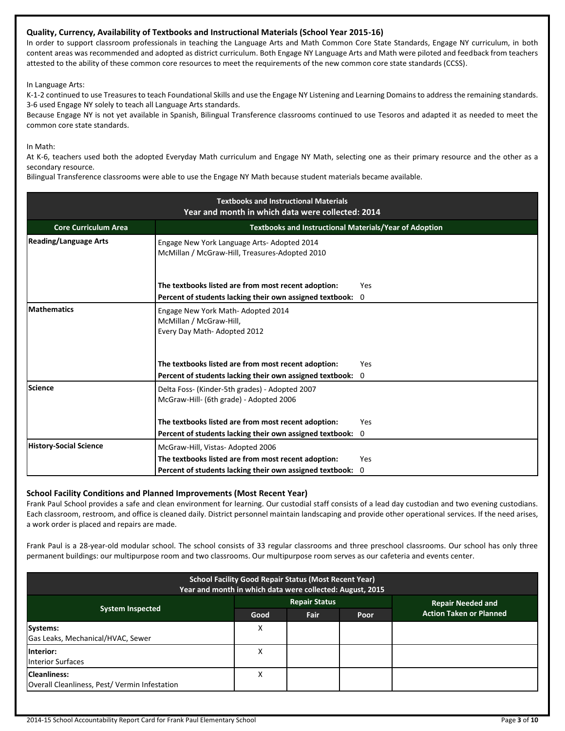### Quality, Currency, Availability of Textbooks and Instructional Materials (School Year 2015-16)

In order to support classroom professionals in teaching the Language Arts and Math Common Core State Standards, Engage NY curriculum, in both content areas was recommended and adopted as district curriculum. Both Engage NY Language Arts and Math were piloted and feedback from teachers attested to the ability of these common core resources to meet the requirements of the new common core state standards (CCSS).

In Language Arts:
K-1-2 continued to use Treasures to teach Foundational Skills and use the Engage NY Listening and Learning Domains to address the remaining standards. 3-6 used Engage NY solely to teach all Language Arts standards.
Because Engage NY is not yet available in Spanish, Bilingual Transference classrooms continued to use Tesoros and adapted it as needed to meet the common core state standards.

In Math:
At K-6, teachers used both the adopted Everyday Math curriculum and Engage NY Math, selecting one as their primary resource and the other as a secondary resource.
Bilingual Transference classrooms were able to use the Engage NY Math because student materials became available.

**Textbooks and Instructional Materials**
**Year and month in which data were collected: 2014**

| Core Curriculum Area | Textbooks and Instructional Materials/Year of Adoption |
|---|---|
| **Reading/Language Arts** | Engage New York Language Arts- Adopted 2014<br>McMillan / McGraw-Hill, Treasures-Adopted 2010<br>**The textbooks listed are from most recent adoption:** Yes<br>**Percent of students lacking their own assigned textbook:** 0 |
| **Mathematics** | Engage New York Math- Adopted 2014<br>McMillan / McGraw-Hill,<br>Every Day Math- Adopted 2012<br>**The textbooks listed are from most recent adoption:** Yes<br>**Percent of students lacking their own assigned textbook:** 0 |
| **Science** | Delta Foss- (Kinder-5th grades) - Adopted 2007<br>McGraw-Hill- (6th grade) - Adopted 2006<br>**The textbooks listed are from most recent adoption:** Yes<br>**Percent of students lacking their own assigned textbook:** 0 |
| **History-Social Science** | McGraw-Hill, Vistas- Adopted 2006<br>**The textbooks listed are from most recent adoption:** Yes<br>**Percent of students lacking their own assigned textbook:** 0 |

### School Facility Conditions and Planned Improvements (Most Recent Year)

Frank Paul School provides a safe and clean environment for learning. Our custodial staff consists of a lead day custodian and two evening custodians. Each classroom, restroom, and office is cleaned daily. District personnel maintain landscaping and provide other operational services. If the need arises, a work order is placed and repairs are made.

Frank Paul is a 28-year-old modular school. The school consists of 33 regular classrooms and three preschool classrooms. Our school has only three permanent buildings: our multipurpose room and two classrooms. Our multipurpose room serves as our cafeteria and events center.

**School Facility Good Repair Status (Most Recent Year)**
**Year and month in which data were collected: August, 2015**

| System Inspected | Repair Status | | | Repair Needed and Action Taken or Planned |
|---|---|---|---|---|
| | Good | Fair | Poor | |
| **Systems:**<br>Gas Leaks, Mechanical/HVAC, Sewer | X | | | |
| **Interior:**<br>Interior Surfaces | X | | | |
| **Cleanliness:**<br>Overall Cleanliness, Pest/ Vermin Infestation | X | | | |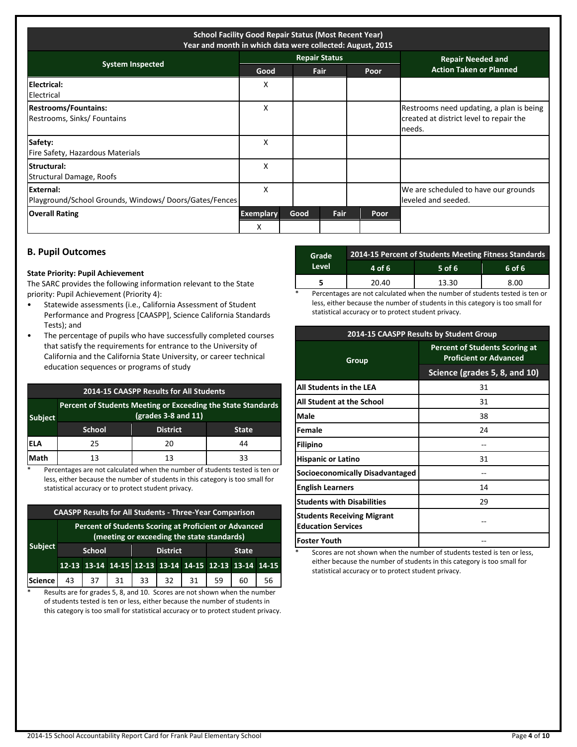| School Facility Good Repair Status (Most Recent Year) Year and month in which data were collected: August, 2015 | | | | | |
|---|---|---|---|---|---|
| **System Inspected** | **Repair Status** | | | | **Repair Needed and Action Taken or Planned** |
| | **Good** | **Fair** | | **Poor** | |
| **Electrical:** Electrical | X | | | | |
| **Restrooms/Fountains:** Restrooms, Sinks/ Fountains | X | | | | Restrooms need updating, a plan is being created at district level to repair the needs. |
| **Safety:** Fire Safety, Hazardous Materials | X | | | | |
| **Structural:** Structural Damage, Roofs | X | | | | |
| **External:** Playground/School Grounds, Windows/ Doors/Gates/Fences | X | | | | We are scheduled to have our grounds leveled and seeded. |
| **Overall Rating** | **Exemplary** | **Good** | **Fair** | **Poor** | |
| | X | | | | |

## B. Pupil Outcomes

**State Priority: Pupil Achievement**

The SARC provides the following information relevant to the State priority: Pupil Achievement (Priority 4):

- Statewide assessments (i.e., California Assessment of Student Performance and Progress [CAASPP], Science California Standards Tests); and
- The percentage of pupils who have successfully completed courses that satisfy the requirements for entrance to the University of California and the California State University, or career technical education sequences or programs of study

| 2014-15 CAASPP Results for All Students | | | |
|---|---|---|---|
| **Subject** | **Percent of Students Meeting or Exceeding the State Standards (grades 3-8 and 11)** | | |
| | **School** | **District** | **State** |
| **ELA** | 25 | 20 | 44 |
| **Math** | 13 | 13 | 33 |

\* Percentages are not calculated when the number of students tested is ten or less, either because the number of students in this category is too small for statistical accuracy or to protect student privacy.

| CAASPP Results for All Students - Three-Year Comparison | | | | | | | | | |
|---|---|---|---|---|---|---|---|---|---|
| **Subject** | **Percent of Students Scoring at Proficient or Advanced (meeting or exceeding the state standards)** | | | | | | | | |
| | **School** | | | **District** | | | **State** | | |
| | **12-13** | **13-14** | **14-15** | **12-13** | **13-14** | **14-15** | **12-13** | **13-14** | **14-15** |
| **Science** | 43 | 37 | 31 | 33 | 32 | 31 | 59 | 60 | 56 |

\* Results are for grades 5, 8, and 10. Scores are not shown when the number of students tested is ten or less, either because the number of students in this category is too small for statistical accuracy or to protect student privacy.

| Grade Level | 2014-15 Percent of Students Meeting Fitness Standards | | |
|---|---|---|---|
| | **4 of 6** | **5 of 6** | **6 of 6** |
| **5** | 20.40 | 13.30 | 8.00 |

\* Percentages are not calculated when the number of students tested is ten or less, either because the number of students in this category is too small for statistical accuracy or to protect student privacy.

| 2014-15 CAASPP Results by Student Group | |
|---|---|
| **Group** | **Percent of Students Scoring at Proficient or Advanced** |
| | **Science (grades 5, 8, and 10)** |
| **All Students in the LEA** | 31 |
| **All Student at the School** | 31 |
| **Male** | 38 |
| **Female** | 24 |
| **Filipino** | -- |
| **Hispanic or Latino** | 31 |
| **Socioeconomically Disadvantaged** | -- |
| **English Learners** | 14 |
| **Students with Disabilities** | 29 |
| **Students Receiving Migrant Education Services** | -- |
| **Foster Youth** | -- |

\* Scores are not shown when the number of students tested is ten or less, either because the number of students in this category is too small for statistical accuracy or to protect student privacy.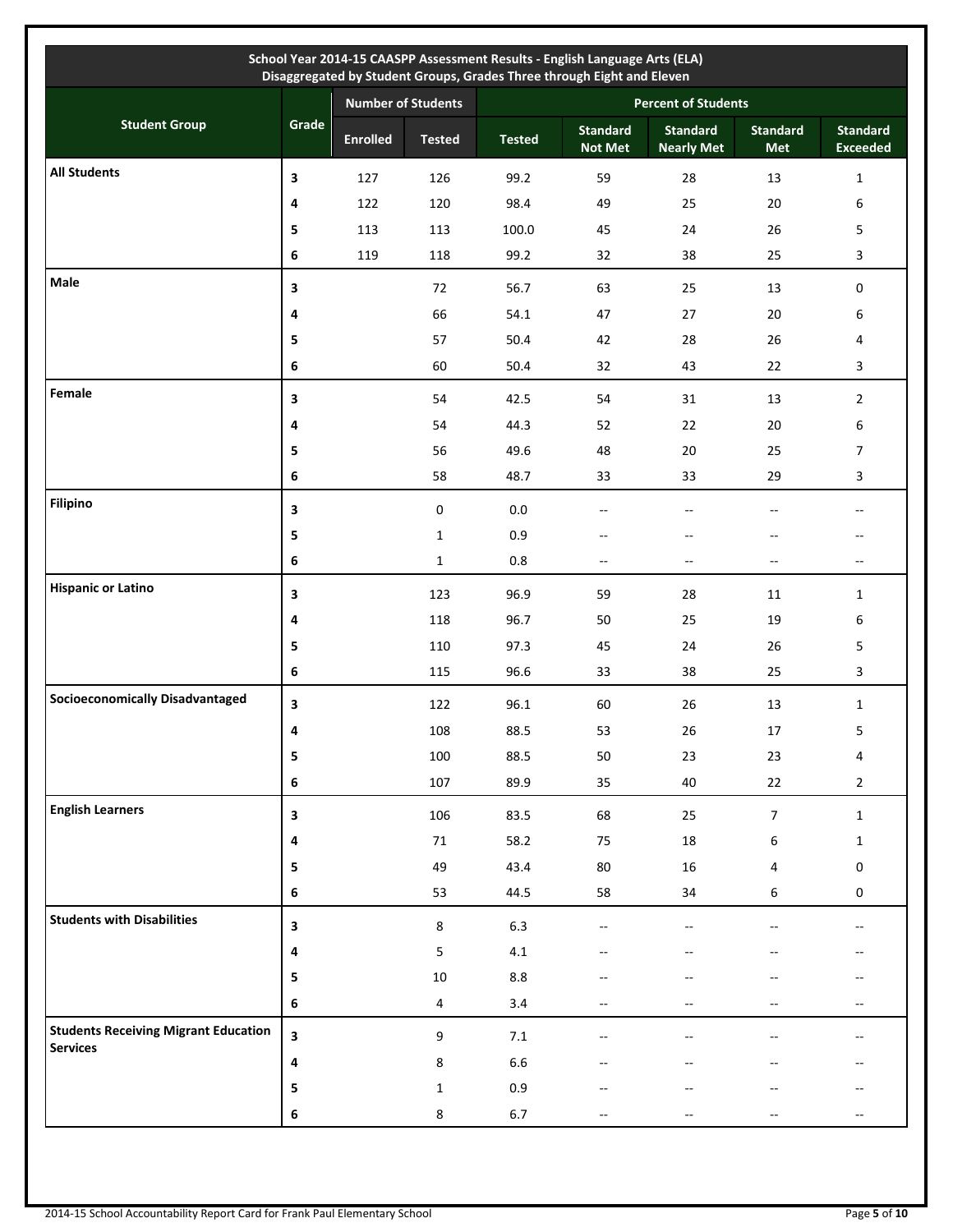| School Year 2014-15 CAASPP Assessment Results - English Language Arts (ELA) Disaggregated by Student Groups, Grades Three through Eight and Eleven | | | | | | | | |
|---|---|---|---|---|---|---|---|---|
| Student Group | Grade | Number of Students | | Percent of Students | | | | |
| | | Enrolled | Tested | Tested | Standard Not Met | Standard Nearly Met | Standard Met | Standard Exceeded |
| **All Students** | 3 | 127 | 126 | 99.2 | 59 | 28 | 13 | 1 |
| | 4 | 122 | 120 | 98.4 | 49 | 25 | 20 | 6 |
| | 5 | 113 | 113 | 100.0 | 45 | 24 | 26 | 5 |
| | 6 | 119 | 118 | 99.2 | 32 | 38 | 25 | 3 |
| **Male** | 3 | | 72 | 56.7 | 63 | 25 | 13 | 0 |
| | 4 | | 66 | 54.1 | 47 | 27 | 20 | 6 |
| | 5 | | 57 | 50.4 | 42 | 28 | 26 | 4 |
| | 6 | | 60 | 50.4 | 32 | 43 | 22 | 3 |
| **Female** | 3 | | 54 | 42.5 | 54 | 31 | 13 | 2 |
| | 4 | | 54 | 44.3 | 52 | 22 | 20 | 6 |
| | 5 | | 56 | 49.6 | 48 | 20 | 25 | 7 |
| | 6 | | 58 | 48.7 | 33 | 33 | 29 | 3 |
| **Filipino** | 3 | | 0 | 0.0 | -- | -- | -- | -- |
| | 5 | | 1 | 0.9 | -- | -- | -- | -- |
| | 6 | | 1 | 0.8 | -- | -- | -- | -- |
| **Hispanic or Latino** | 3 | | 123 | 96.9 | 59 | 28 | 11 | 1 |
| | 4 | | 118 | 96.7 | 50 | 25 | 19 | 6 |
| | 5 | | 110 | 97.3 | 45 | 24 | 26 | 5 |
| | 6 | | 115 | 96.6 | 33 | 38 | 25 | 3 |
| **Socioeconomically Disadvantaged** | 3 | | 122 | 96.1 | 60 | 26 | 13 | 1 |
| | 4 | | 108 | 88.5 | 53 | 26 | 17 | 5 |
| | 5 | | 100 | 88.5 | 50 | 23 | 23 | 4 |
| | 6 | | 107 | 89.9 | 35 | 40 | 22 | 2 |
| **English Learners** | 3 | | 106 | 83.5 | 68 | 25 | 7 | 1 |
| | 4 | | 71 | 58.2 | 75 | 18 | 6 | 1 |
| | 5 | | 49 | 43.4 | 80 | 16 | 4 | 0 |
| | 6 | | 53 | 44.5 | 58 | 34 | 6 | 0 |
| **Students with Disabilities** | 3 | | 8 | 6.3 | -- | -- | -- | -- |
| | 4 | | 5 | 4.1 | -- | -- | -- | -- |
| | 5 | | 10 | 8.8 | -- | -- | -- | -- |
| | 6 | | 4 | 3.4 | -- | -- | -- | -- |
| **Students Receiving Migrant Education Services** | 3 | | 9 | 7.1 | -- | -- | -- | -- |
| | 4 | | 8 | 6.6 | -- | -- | -- | -- |
| | 5 | | 1 | 0.9 | -- | -- | -- | -- |
| | 6 | | 8 | 6.7 | -- | -- | -- | -- |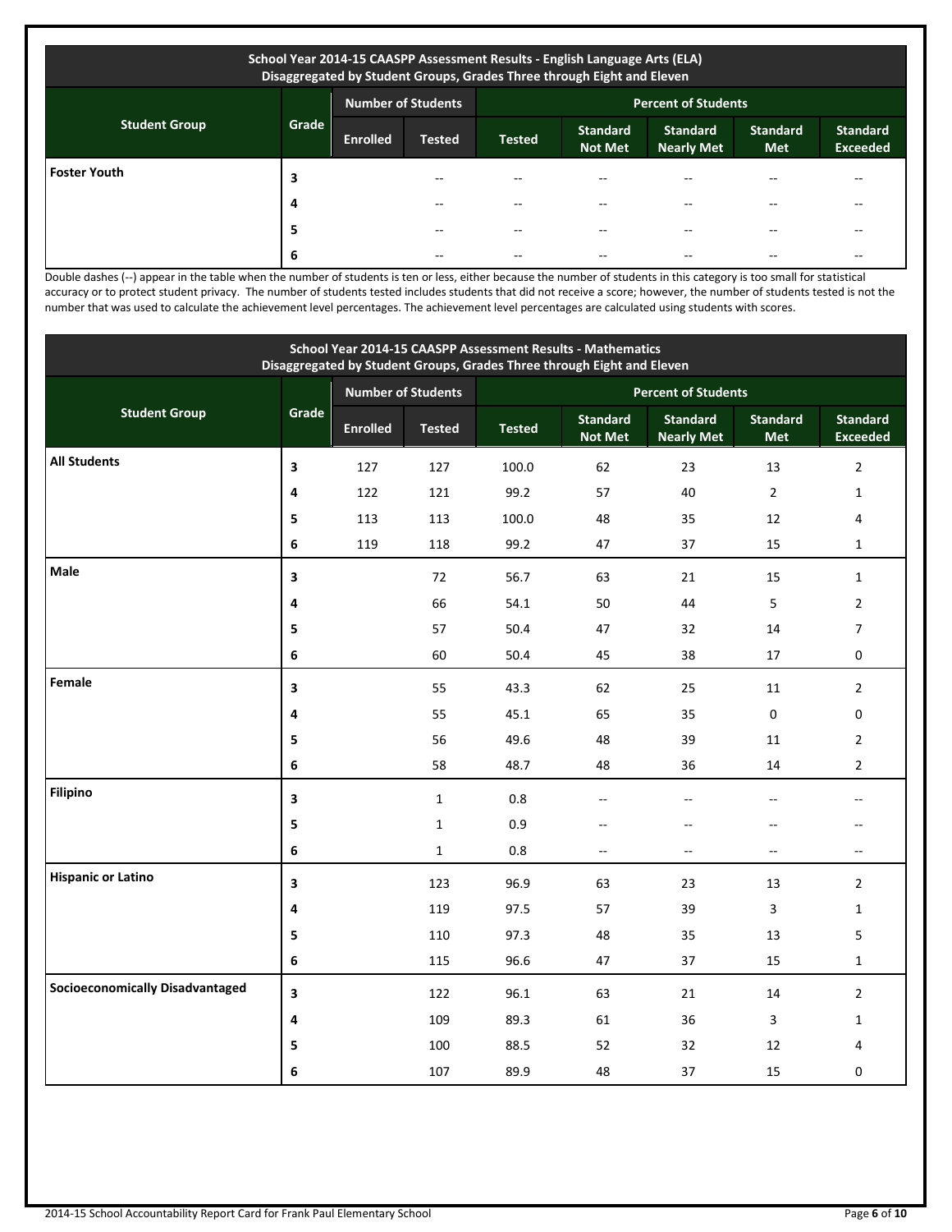| School Year 2014-15 CAASPP Assessment Results - English Language Arts (ELA) Disaggregated by Student Groups, Grades Three through Eight and Eleven | | | | | | | | |
|---|---|---|---|---|---|---|---|---|
| Student Group | Grade | Number of Students | | Percent of Students | | | | |
| | | Enrolled | Tested | Tested | Standard Not Met | Standard Nearly Met | Standard Met | Standard Exceeded |
| **Foster Youth** | 3 | | -- | -- | -- | -- | -- | -- |
| | 4 | | -- | -- | -- | -- | -- | -- |
| | 5 | | -- | -- | -- | -- | -- | -- |
| | 6 | | -- | -- | -- | -- | -- | -- |

Double dashes (--) appear in the table when the number of students is ten or less, either because the number of students in this category is too small for statistical accuracy or to protect student privacy. The number of students tested includes students that did not receive a score; however, the number of students tested is not the number that was used to calculate the achievement level percentages. The achievement level percentages are calculated using students with scores.

| School Year 2014-15 CAASPP Assessment Results - Mathematics Disaggregated by Student Groups, Grades Three through Eight and Eleven | | | | | | | | |
|---|---|---|---|---|---|---|---|---|
| Student Group | Grade | Number of Students | | Percent of Students | | | | |
| | | Enrolled | Tested | Tested | Standard Not Met | Standard Nearly Met | Standard Met | Standard Exceeded |
| **All Students** | 3 | 127 | 127 | 100.0 | 62 | 23 | 13 | 2 |
| | 4 | 122 | 121 | 99.2 | 57 | 40 | 2 | 1 |
| | 5 | 113 | 113 | 100.0 | 48 | 35 | 12 | 4 |
| | 6 | 119 | 118 | 99.2 | 47 | 37 | 15 | 1 |
| **Male** | 3 | | 72 | 56.7 | 63 | 21 | 15 | 1 |
| | 4 | | 66 | 54.1 | 50 | 44 | 5 | 2 |
| | 5 | | 57 | 50.4 | 47 | 32 | 14 | 7 |
| | 6 | | 60 | 50.4 | 45 | 38 | 17 | 0 |
| **Female** | 3 | | 55 | 43.3 | 62 | 25 | 11 | 2 |
| | 4 | | 55 | 45.1 | 65 | 35 | 0 | 0 |
| | 5 | | 56 | 49.6 | 48 | 39 | 11 | 2 |
| | 6 | | 58 | 48.7 | 48 | 36 | 14 | 2 |
| **Filipino** | 3 | | 1 | 0.8 | -- | -- | -- | -- |
| | 5 | | 1 | 0.9 | -- | -- | -- | -- |
| | 6 | | 1 | 0.8 | -- | -- | -- | -- |
| **Hispanic or Latino** | 3 | | 123 | 96.9 | 63 | 23 | 13 | 2 |
| | 4 | | 119 | 97.5 | 57 | 39 | 3 | 1 |
| | 5 | | 110 | 97.3 | 48 | 35 | 13 | 5 |
| | 6 | | 115 | 96.6 | 47 | 37 | 15 | 1 |
| **Socioeconomically Disadvantaged** | 3 | | 122 | 96.1 | 63 | 21 | 14 | 2 |
| | 4 | | 109 | 89.3 | 61 | 36 | 3 | 1 |
| | 5 | | 100 | 88.5 | 52 | 32 | 12 | 4 |
| | 6 | | 107 | 89.9 | 48 | 37 | 15 | 0 |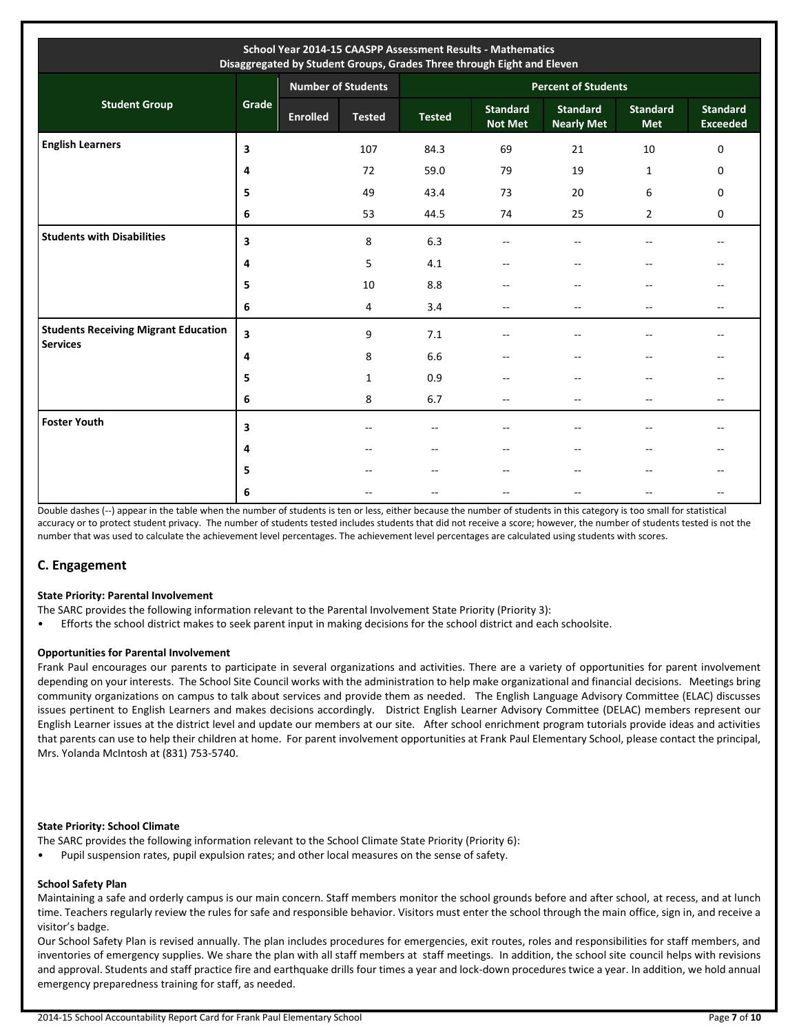| School Year 2014-15 CAASPP Assessment Results - Mathematics<br>Disaggregated by Student Groups, Grades Three through Eight and Eleven | | | | | | | | |
|---|---|---|---|---|---|---|---|---|
| Student Group | Grade | Number of Students | | Percent of Students | | | | |
| | | Enrolled | Tested | Tested | Standard Not Met | Standard Nearly Met | Standard Met | Standard Exceeded |
| **English Learners** | **3** | | 107 | 84.3 | 69 | 21 | 10 | 0 |
| | **4** | | 72 | 59.0 | 79 | 19 | 1 | 0 |
| | **5** | | 49 | 43.4 | 73 | 20 | 6 | 0 |
| | **6** | | 53 | 44.5 | 74 | 25 | 2 | 0 |
| **Students with Disabilities** | **3** | | 8 | 6.3 | -- | -- | -- | -- |
| | **4** | | 5 | 4.1 | -- | -- | -- | -- |
| | **5** | | 10 | 8.8 | -- | -- | -- | -- |
| | **6** | | 4 | 3.4 | -- | -- | -- | -- |
| **Students Receiving Migrant Education Services** | **3** | | 9 | 7.1 | -- | -- | -- | -- |
| | **4** | | 8 | 6.6 | -- | -- | -- | -- |
| | **5** | | 1 | 0.9 | -- | -- | -- | -- |
| | **6** | | 8 | 6.7 | -- | -- | -- | -- |
| **Foster Youth** | **3** | | -- | -- | -- | -- | -- | -- |
| | **4** | | -- | -- | -- | -- | -- | -- |
| | **5** | | -- | -- | -- | -- | -- | -- |
| | **6** | | -- | -- | -- | -- | -- | -- |

Double dashes (--) appear in the table when the number of students is ten or less, either because the number of students in this category is too small for statistical accuracy or to protect student privacy. The number of students tested includes students that did not receive a score; however, the number of students tested is not the number that was used to calculate the achievement level percentages. The achievement level percentages are calculated using students with scores.

## C. Engagement

**State Priority: Parental Involvement**

The SARC provides the following information relevant to the Parental Involvement State Priority (Priority 3):

- Efforts the school district makes to seek parent input in making decisions for the school district and each schoolsite.

**Opportunities for Parental Involvement**

Frank Paul encourages our parents to participate in several organizations and activities. There are a variety of opportunities for parent involvement depending on your interests. The School Site Council works with the administration to help make organizational and financial decisions. Meetings bring community organizations on campus to talk about services and provide them as needed. The English Language Advisory Committee (ELAC) discusses issues pertinent to English Learners and makes decisions accordingly. District English Learner Advisory Committee (DELAC) members represent our English Learner issues at the district level and update our members at our site. After school enrichment program tutorials provide ideas and activities that parents can use to help their children at home. For parent involvement opportunities at Frank Paul Elementary School, please contact the principal, Mrs. Yolanda McIntosh at (831) 753-5740.

**State Priority: School Climate**

The SARC provides the following information relevant to the School Climate State Priority (Priority 6):

- Pupil suspension rates, pupil expulsion rates; and other local measures on the sense of safety.

**School Safety Plan**

Maintaining a safe and orderly campus is our main concern. Staff members monitor the school grounds before and after school, at recess, and at lunch time. Teachers regularly review the rules for safe and responsible behavior. Visitors must enter the school through the main office, sign in, and receive a visitor's badge.

Our School Safety Plan is revised annually. The plan includes procedures for emergencies, exit routes, roles and responsibilities for staff members, and inventories of emergency supplies. We share the plan with all staff members at staff meetings. In addition, the school site council helps with revisions and approval. Students and staff practice fire and earthquake drills four times a year and lock-down procedures twice a year. In addition, we hold annual emergency preparedness training for staff, as needed.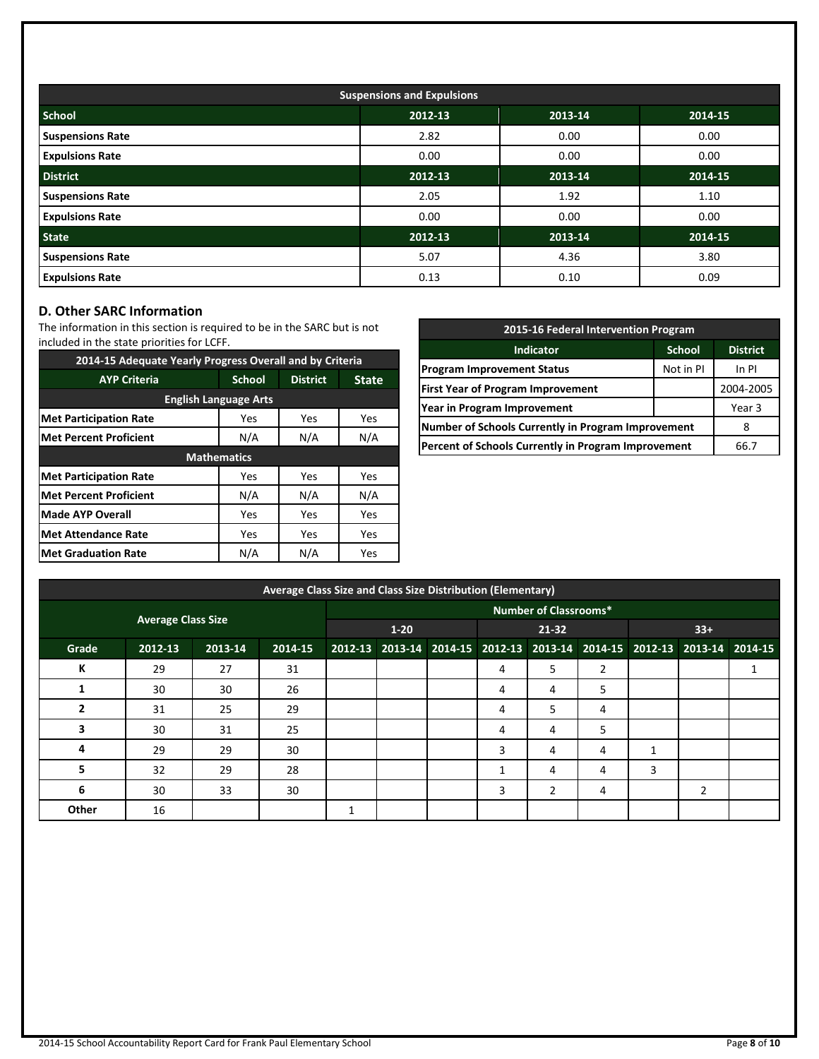| Suspensions and Expulsions | | | |
|---|---|---|---|
| **School** | **2012-13** | **2013-14** | **2014-15** |
| **Suspensions Rate** | 2.82 | 0.00 | 0.00 |
| **Expulsions Rate** | 0.00 | 0.00 | 0.00 |
| **District** | **2012-13** | **2013-14** | **2014-15** |
| **Suspensions Rate** | 2.05 | 1.92 | 1.10 |
| **Expulsions Rate** | 0.00 | 0.00 | 0.00 |
| **State** | **2012-13** | **2013-14** | **2014-15** |
| **Suspensions Rate** | 5.07 | 4.36 | 3.80 |
| **Expulsions Rate** | 0.13 | 0.10 | 0.09 |

## D. Other SARC Information

The information in this section is required to be in the SARC but is not included in the state priorities for LCFF.

| 2014-15 Adequate Yearly Progress Overall and by Criteria | | | |
|---|---|---|---|
| **AYP Criteria** | **School** | **District** | **State** |
| **English Language Arts** | | | |
| **Met Participation Rate** | Yes | Yes | Yes |
| **Met Percent Proficient** | N/A | N/A | N/A |
| **Mathematics** | | | |
| **Met Participation Rate** | Yes | Yes | Yes |
| **Met Percent Proficient** | N/A | N/A | N/A |
| **Made AYP Overall** | Yes | Yes | Yes |
| **Met Attendance Rate** | Yes | Yes | Yes |
| **Met Graduation Rate** | N/A | N/A | Yes |

| 2015-16 Federal Intervention Program | | |
|---|---|---|
| **Indicator** | **School** | **District** |
| **Program Improvement Status** | Not in PI | In PI |
| **First Year of Program Improvement** | | 2004-2005 |
| **Year in Program Improvement** | | Year 3 |
| **Number of Schools Currently in Program Improvement** | | 8 |
| **Percent of Schools Currently in Program Improvement** | | 66.7 |

| Average Class Size and Class Size Distribution (Elementary) | | | | | | | | | | | | |
|---|---|---|---|---|---|---|---|---|---|---|---|---|
| | Average Class Size | | | Number of Classrooms* | | | | | | | | |
| | | | | 1-20 | | | 21-32 | | | 33+ | | |
| **Grade** | **2012-13** | **2013-14** | **2014-15** | **2012-13** | **2013-14** | **2014-15** | **2012-13** | **2013-14** | **2014-15** | **2012-13** | **2013-14** | **2014-15** |
| **K** | 29 | 27 | 31 | | | | 4 | 5 | 2 | | | 1 |
| **1** | 30 | 30 | 26 | | | | 4 | 4 | 5 | | | |
| **2** | 31 | 25 | 29 | | | | 4 | 5 | 4 | | | |
| **3** | 30 | 31 | 25 | | | | 4 | 4 | 5 | | | |
| **4** | 29 | 29 | 30 | | | | 3 | 4 | 4 | 1 | | |
| **5** | 32 | 29 | 28 | | | | 1 | 4 | 4 | 3 | | |
| **6** | 30 | 33 | 30 | | | | 3 | 2 | 4 | | 2 | |
| **Other** | 16 | | | 1 | | | | | | | | |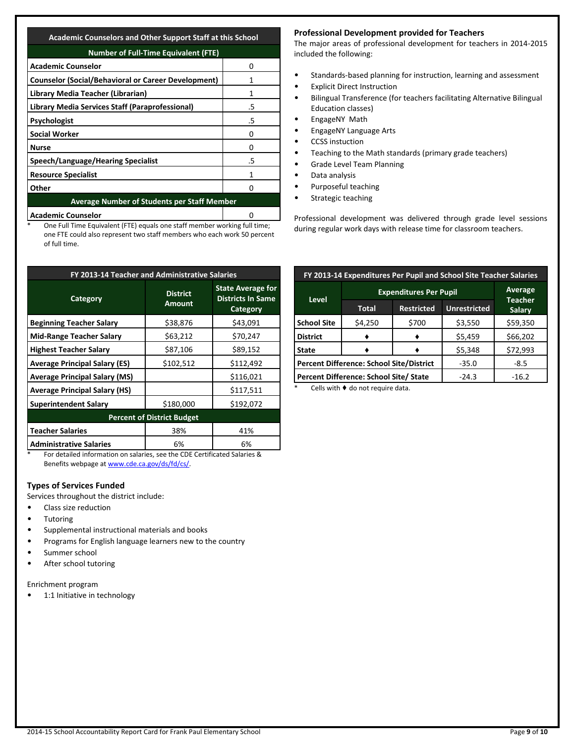| Academic Counselors and Other Support Staff at this School | |
|---|---|
| **Number of Full-Time Equivalent (FTE)** | |
| **Academic Counselor** | 0 |
| **Counselor (Social/Behavioral or Career Development)** | 1 |
| **Library Media Teacher (Librarian)** | 1 |
| **Library Media Services Staff (Paraprofessional)** | .5 |
| **Psychologist** | .5 |
| **Social Worker** | 0 |
| **Nurse** | 0 |
| **Speech/Language/Hearing Specialist** | .5 |
| **Resource Specialist** | 1 |
| **Other** | 0 |
| **Average Number of Students per Staff Member** | |
| **Academic Counselor** | 0 |

\* One Full Time Equivalent (FTE) equals one staff member working full time; one FTE could also represent two staff members who each work 50 percent of full time.

### Professional Development provided for Teachers

The major areas of professional development for teachers in 2014-2015 included the following:

- Standards-based planning for instruction, learning and assessment
- Explicit Direct Instruction
- Bilingual Transference (for teachers facilitating Alternative Bilingual Education classes)
- EngageNY Math
- EngageNY Language Arts
- CCSS instuction
- Teaching to the Math standards (primary grade teachers)
- Grade Level Team Planning
- Data analysis
- Purposeful teaching
- Strategic teaching

Professional development was delivered through grade level sessions during regular work days with release time for classroom teachers.

| FY 2013-14 Teacher and Administrative Salaries | | |
|---|---|---|
| **Category** | **District Amount** | **State Average for Districts In Same Category** |
| **Beginning Teacher Salary** | $38,876 | $43,091 |
| **Mid-Range Teacher Salary** | $63,212 | $70,247 |
| **Highest Teacher Salary** | $87,106 | $89,152 |
| **Average Principal Salary (ES)** | $102,512 | $112,492 |
| **Average Principal Salary (MS)** | | $116,021 |
| **Average Principal Salary (HS)** | | $117,511 |
| **Superintendent Salary** | $180,000 | $192,072 |
| **Percent of District Budget** | | |
| **Teacher Salaries** | 38% | 41% |
| **Administrative Salaries** | 6% | 6% |

\* For detailed information on salaries, see the CDE Certificated Salaries & Benefits webpage at www.cde.ca.gov/ds/fd/cs/.

| FY 2013-14 Expenditures Per Pupil and School Site Teacher Salaries | | | | |
|---|---|---|---|---|
| **Level** | **Expenditures Per Pupil** | | | **Average Teacher Salary** |
| | **Total** | **Restricted** | **Unrestricted** | |
| **School Site** | $4,250 | $700 | $3,550 | $59,350 |
| **District** | ♦ | ♦ | $5,459 | $66,202 |
| **State** | ♦ | ♦ | $5,348 | $72,993 |
| **Percent Difference: School Site/District** | | | -35.0 | -8.5 |
| **Percent Difference: School Site/ State** | | | -24.3 | -16.2 |

\* Cells with ♦ do not require data.

### Types of Services Funded

Services throughout the district include:

- Class size reduction
- Tutoring
- Supplemental instructional materials and books
- Programs for English language learners new to the country
- Summer school
- After school tutoring

Enrichment program

- 1:1 Initiative in technology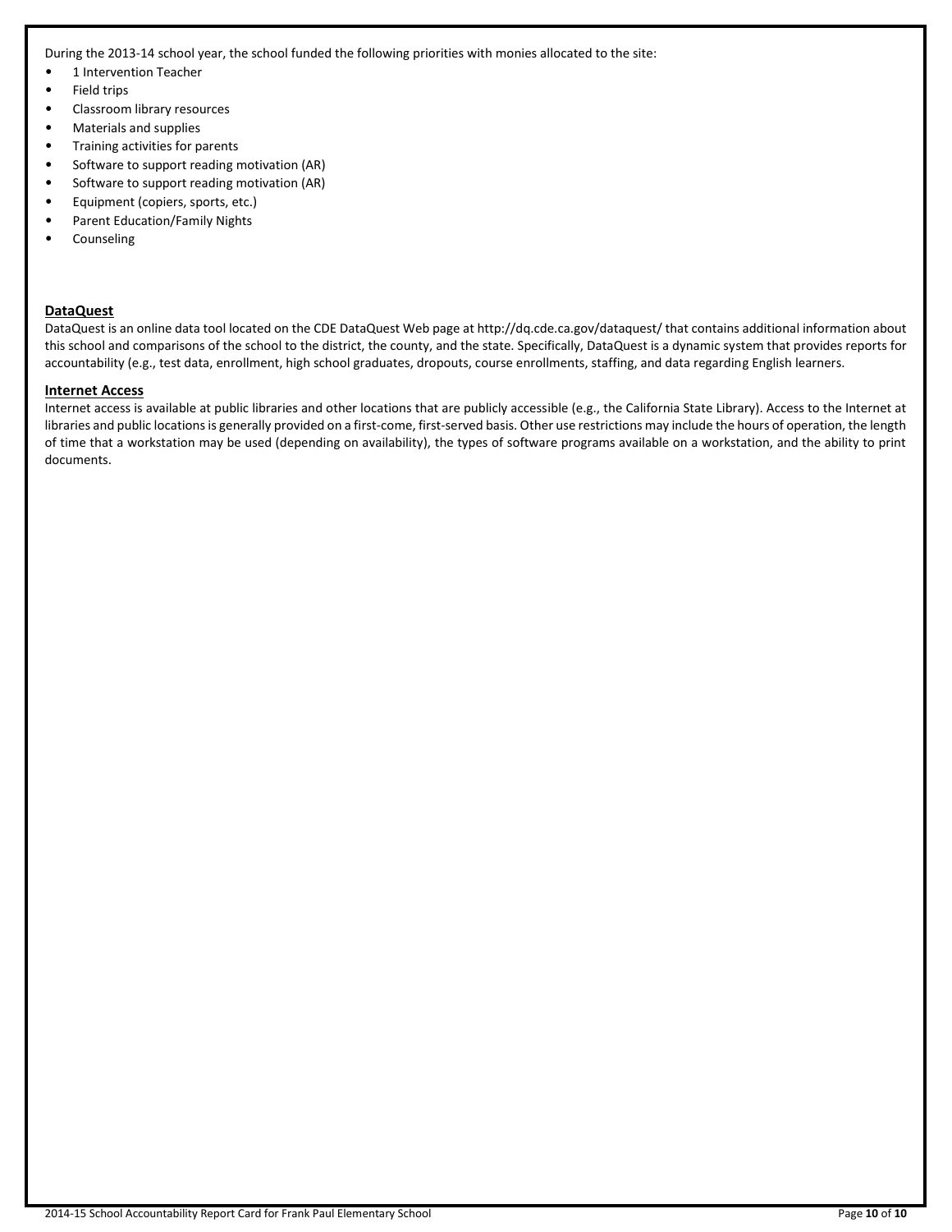During the 2013-14 school year, the school funded the following priorities with monies allocated to the site:

- 1 Intervention Teacher
- Field trips
- Classroom library resources
- Materials and supplies
- Training activities for parents
- Software to support reading motivation (AR)
- Software to support reading motivation (AR)
- Equipment (copiers, sports, etc.)
- Parent Education/Family Nights
- Counseling

## DataQuest

DataQuest is an online data tool located on the CDE DataQuest Web page at http://dq.cde.ca.gov/dataquest/ that contains additional information about this school and comparisons of the school to the district, the county, and the state. Specifically, DataQuest is a dynamic system that provides reports for accountability (e.g., test data, enrollment, high school graduates, dropouts, course enrollments, staffing, and data regarding English learners.

## Internet Access

Internet access is available at public libraries and other locations that are publicly accessible (e.g., the California State Library). Access to the Internet at libraries and public locations is generally provided on a first-come, first-served basis. Other use restrictions may include the hours of operation, the length of time that a workstation may be used (depending on availability), the types of software programs available on a workstation, and the ability to print documents.